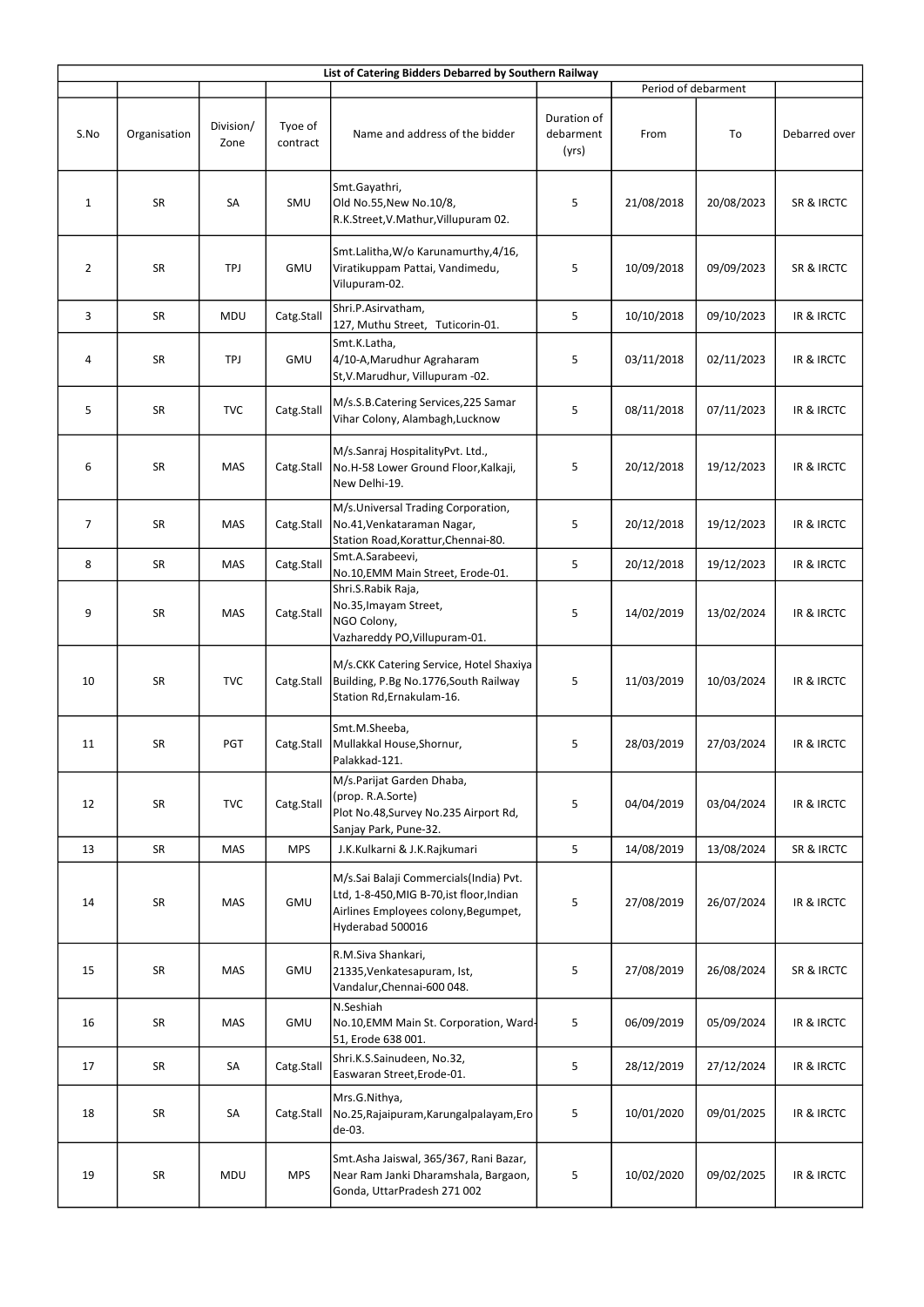**List of Catering Bidders Debarred by Southern Railway**

| S.No | Organisation | Division/ Zone | Tyoe of contract | Name and address of the bidder | Duration of debarment (yrs) | Period of debarment | | Debarred over |
|---|---|---|---|---|---|---|---|---|
| | | | | | | From | To | |
| 1 | SR | SA | SMU | Smt.Gayathri, Old No.55,New No.10/8, R.K.Street,V.Mathur,Villupuram 02. | 5 | 21/08/2018 | 20/08/2023 | SR & IRCTC |
| 2 | SR | TPJ | GMU | Smt.Lalitha,W/o Karunamurthy,4/16, Viratikuppam Pattai, Vandimedu, Vilupuram-02. | 5 | 10/09/2018 | 09/09/2023 | SR & IRCTC |
| 3 | SR | MDU | Catg.Stall | Shri.P.Asirvatham, 127, Muthu Street, Tuticorin-01. | 5 | 10/10/2018 | 09/10/2023 | IR & IRCTC |
| 4 | SR | TPJ | GMU | Smt.K.Latha, 4/10-A,Marudhur Agraharam St,V.Marudhur, Villupuram -02. | 5 | 03/11/2018 | 02/11/2023 | IR & IRCTC |
| 5 | SR | TVC | Catg.Stall | M/s.S.B.Catering Services,225 Samar Vihar Colony, Alambagh,Lucknow | 5 | 08/11/2018 | 07/11/2023 | IR & IRCTC |
| 6 | SR | MAS | Catg.Stall | M/s.Sanraj HospitalityPvt. Ltd., No.H-58 Lower Ground Floor,Kalkaji, New Delhi-19. | 5 | 20/12/2018 | 19/12/2023 | IR & IRCTC |
| 7 | SR | MAS | Catg.Stall | M/s.Universal Trading Corporation, No.41,Venkataraman Nagar, Station Road,Korattur,Chennai-80. | 5 | 20/12/2018 | 19/12/2023 | IR & IRCTC |
| 8 | SR | MAS | Catg.Stall | Smt.A.Sarabeevi, No.10,EMM Main Street, Erode-01. | 5 | 20/12/2018 | 19/12/2023 | IR & IRCTC |
| 9 | SR | MAS | Catg.Stall | Shri.S.Rabik Raja, No.35,Imayam Street, NGO Colony, Vazhareddy PO,Villupuram-01. | 5 | 14/02/2019 | 13/02/2024 | IR & IRCTC |
| 10 | SR | TVC | Catg.Stall | M/s.CKK Catering Service, Hotel Shaxiya Building, P.Bg No.1776,South Railway Station Rd,Ernakulam-16. | 5 | 11/03/2019 | 10/03/2024 | IR & IRCTC |
| 11 | SR | PGT | Catg.Stall | Smt.M.Sheeba, Mullakkal House,Shornur, Palakkad-121. | 5 | 28/03/2019 | 27/03/2024 | IR & IRCTC |
| 12 | SR | TVC | Catg.Stall | M/s.Parijat Garden Dhaba, (prop. R.A.Sorte) Plot No.48,Survey No.235 Airport Rd, Sanjay Park, Pune-32. | 5 | 04/04/2019 | 03/04/2024 | IR & IRCTC |
| 13 | SR | MAS | MPS | J.K.Kulkarni & J.K.Rajkumari | 5 | 14/08/2019 | 13/08/2024 | SR & IRCTC |
| 14 | SR | MAS | GMU | M/s.Sai Balaji Commercials(India) Pvt. Ltd, 1-8-450,MIG B-70,ist floor,Indian Airlines Employees colony,Begumpet, Hyderabad 500016 | 5 | 27/08/2019 | 26/07/2024 | IR & IRCTC |
| 15 | SR | MAS | GMU | R.M.Siva Shankari, 21335,Venkatesapuram, Ist, Vandalur,Chennai-600 048. | 5 | 27/08/2019 | 26/08/2024 | SR & IRCTC |
| 16 | SR | MAS | GMU | N.Seshiah No.10,EMM Main St. Corporation, Ward-51, Erode 638 001. | 5 | 06/09/2019 | 05/09/2024 | IR & IRCTC |
| 17 | SR | SA | Catg.Stall | Shri.K.S.Sainudeen, No.32, Easwaran Street,Erode-01. | 5 | 28/12/2019 | 27/12/2024 | IR & IRCTC |
| 18 | SR | SA | Catg.Stall | Mrs.G.Nithya, No.25,Rajaipuram,Karungalpalayam,Erode-03. | 5 | 10/01/2020 | 09/01/2025 | IR & IRCTC |
| 19 | SR | MDU | MPS | Smt.Asha Jaiswal, 365/367, Rani Bazar, Near Ram Janki Dharamshala, Bargaon, Gonda, UttarPradesh 271 002 | 5 | 10/02/2020 | 09/02/2025 | IR & IRCTC |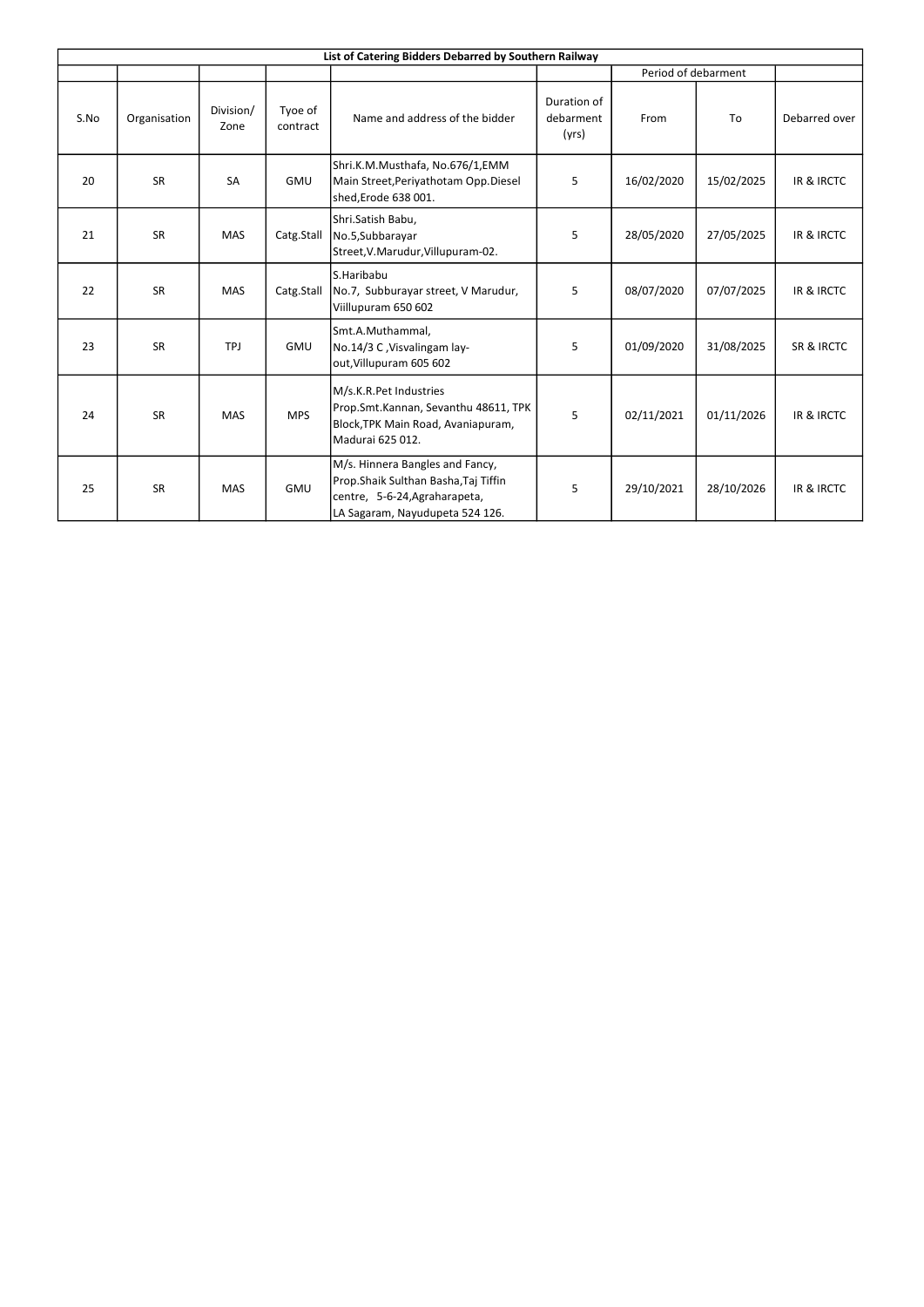| List of Catering Bidders Debarred by Southern Railway | | | | | | | | |
|---|---|---|---|---|---|---|---|---|
| | | | | | | Period of debarment | | |
| S.No | Organisation | Division/ Zone | Tyoe of contract | Name and address of the bidder | Duration of debarment (yrs) | From | To | Debarred over |
| 20 | SR | SA | GMU | Shri.K.M.Musthafa, No.676/1,EMM Main Street,Periyathotam Opp.Diesel shed,Erode 638 001. | 5 | 16/02/2020 | 15/02/2025 | IR & IRCTC |
| 21 | SR | MAS | Catg.Stall | Shri.Satish Babu, No.5,Subbarayar Street,V.Marudur,Villupuram-02. | 5 | 28/05/2020 | 27/05/2025 | IR & IRCTC |
| 22 | SR | MAS | Catg.Stall | S.Haribabu No.7, Subburayar street, V Marudur, Viillupuram 650 602 | 5 | 08/07/2020 | 07/07/2025 | IR & IRCTC |
| 23 | SR | TPJ | GMU | Smt.A.Muthammal, No.14/3 C ,Visvalingam lay-out,Villupuram 605 602 | 5 | 01/09/2020 | 31/08/2025 | SR & IRCTC |
| 24 | SR | MAS | MPS | M/s.K.R.Pet Industries Prop.Smt.Kannan, Sevanthu 48611, TPK Block,TPK Main Road, Avaniapuram, Madurai 625 012. | 5 | 02/11/2021 | 01/11/2026 | IR & IRCTC |
| 25 | SR | MAS | GMU | M/s. Hinnera Bangles and Fancy, Prop.Shaik Sulthan Basha,Taj Tiffin centre, 5-6-24,Agraharapeta, LA Sagaram, Nayudupeta 524 126. | 5 | 29/10/2021 | 28/10/2026 | IR & IRCTC |